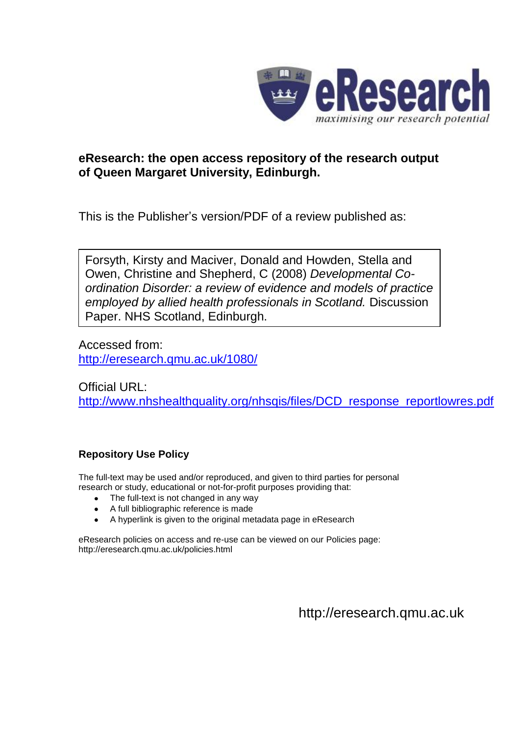eResearch
*maximising our research potential*

**eResearch: the open access repository of the research output of Queen Margaret University, Edinburgh.**

This is the Publisher's version/PDF of a review published as:

Forsyth, Kirsty and Maciver, Donald and Howden, Stella and Owen, Christine and Shepherd, C (2008) *Developmental Co-ordination Disorder: a review of evidence and models of practice employed by allied health professionals in Scotland.* Discussion Paper. NHS Scotland, Edinburgh.

Accessed from:
http://eresearch.qmu.ac.uk/1080/

Official URL:
http://www.nhshealthquality.org/nhsqis/files/DCD_response_reportlowres.pdf

**Repository Use Policy**

The full-text may be used and/or reproduced, and given to third parties for personal research or study, educational or not-for-profit purposes providing that:

- The full-text is not changed in any way
- A full bibliographic reference is made
- A hyperlink is given to the original metadata page in eResearch

eResearch policies on access and re-use can be viewed on our Policies page: http://eresearch.qmu.ac.uk/policies.html

http://eresearch.qmu.ac.uk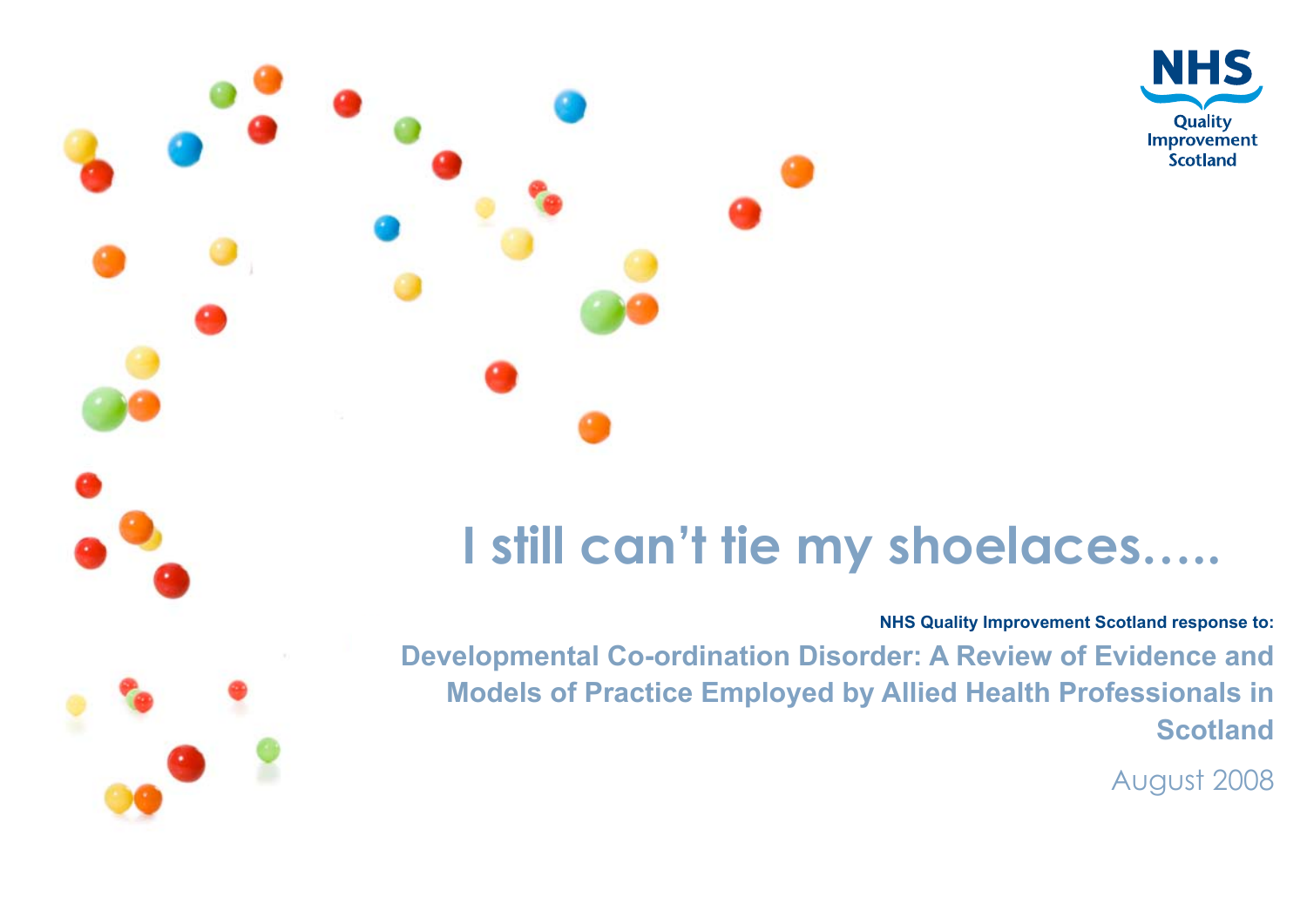NHS Quality Improvement Scotland

# I still can't tie my shoelaces…..

**NHS Quality Improvement Scotland response to:**

## Developmental Co-ordination Disorder: A Review of Evidence and Models of Practice Employed by Allied Health Professionals in Scotland

August 2008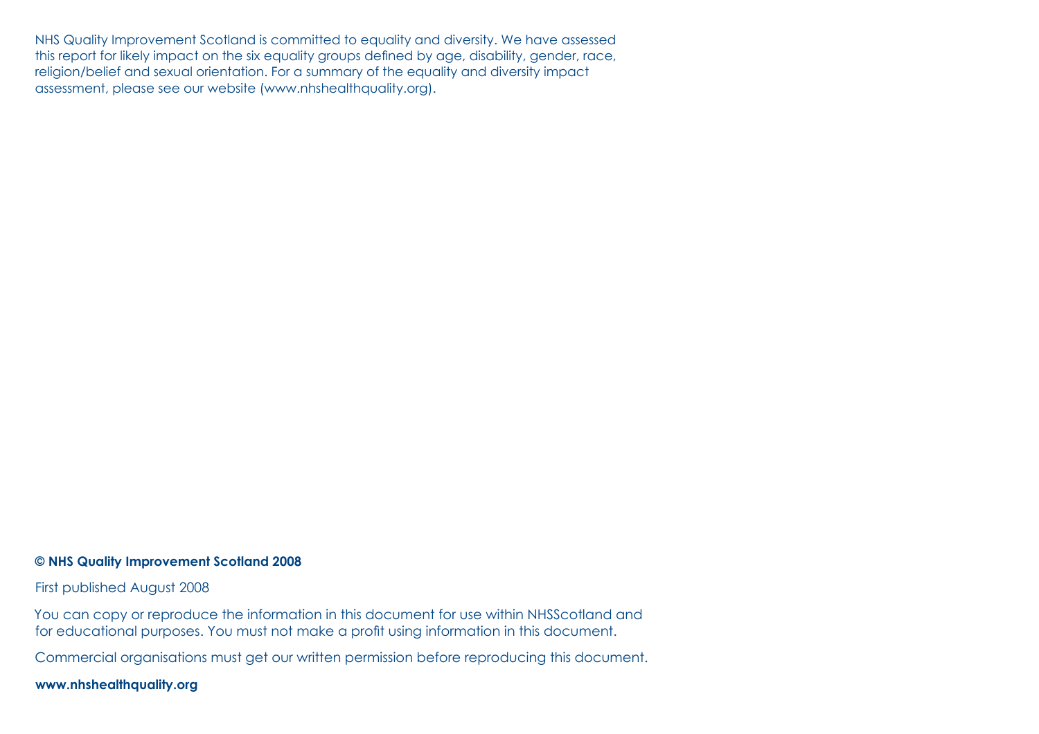NHS Quality Improvement Scotland is committed to equality and diversity. We have assessed this report for likely impact on the six equality groups defined by age, disability, gender, race, religion/belief and sexual orientation. For a summary of the equality and diversity impact assessment, please see our website (www.nhshealthquality.org).

**© NHS Quality Improvement Scotland 2008**

First published August 2008

You can copy or reproduce the information in this document for use within NHSScotland and for educational purposes. You must not make a profit using information in this document.

Commercial organisations must get our written permission before reproducing this document.

**www.nhshealthquality.org**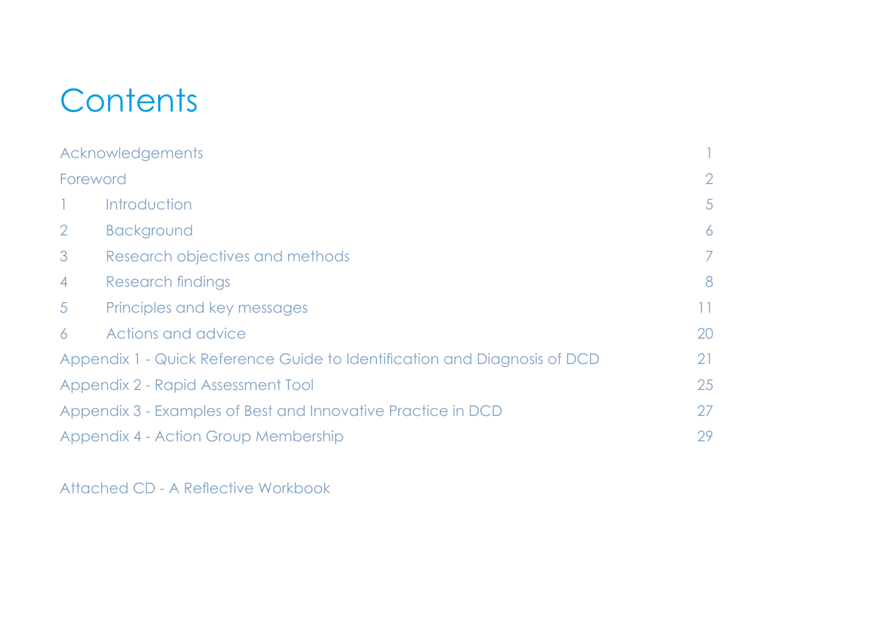# Contents

| | |
|---|---|
| Acknowledgements | 1 |
| Foreword | 2 |
| 1 Introduction | 5 |
| 2 Background | 6 |
| 3 Research objectives and methods | 7 |
| 4 Research findings | 8 |
| 5 Principles and key messages | 11 |
| 6 Actions and advice | 20 |
| Appendix 1 - Quick Reference Guide to Identification and Diagnosis of DCD | 21 |
| Appendix 2 - Rapid Assessment Tool | 25 |
| Appendix 3 - Examples of Best and Innovative Practice in DCD | 27 |
| Appendix 4 - Action Group Membership | 29 |

Attached CD - A Reflective Workbook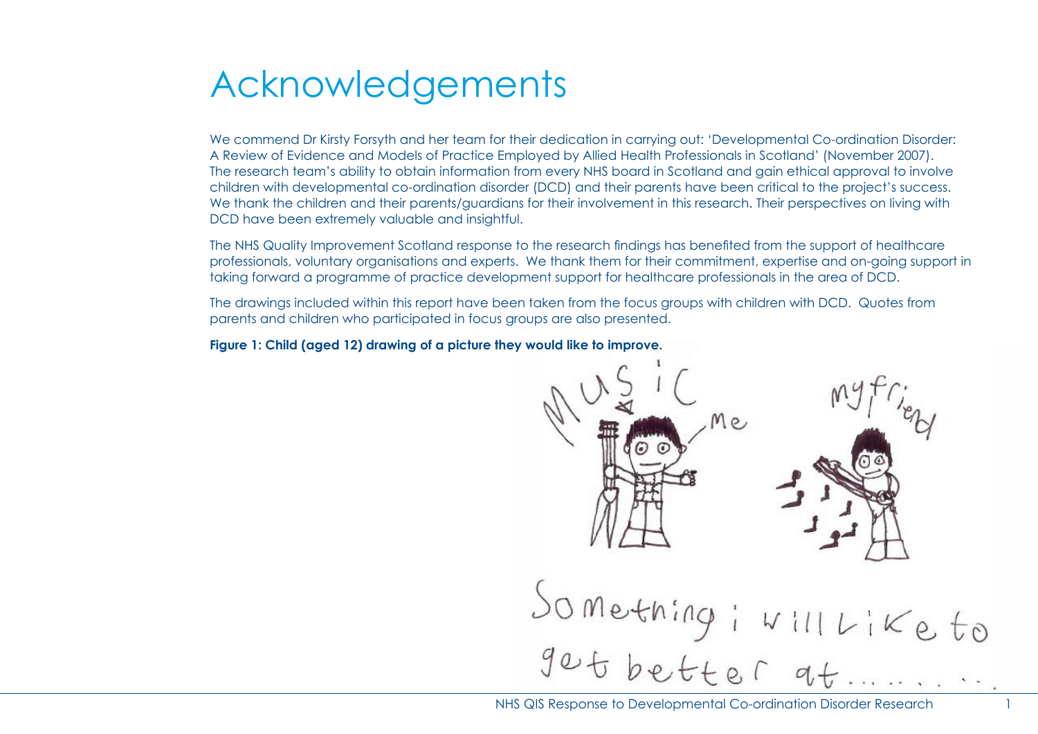# Acknowledgements

We commend Dr Kirsty Forsyth and her team for their dedication in carrying out: 'Developmental Co-ordination Disorder: A Review of Evidence and Models of Practice Employed by Allied Health Professionals in Scotland' (November 2007). The research team's ability to obtain information from every NHS board in Scotland and gain ethical approval to involve children with developmental co-ordination disorder (DCD) and their parents have been critical to the project's success. We thank the children and their parents/guardians for their involvement in this research. Their perspectives on living with DCD have been extremely valuable and insightful.

The NHS Quality Improvement Scotland response to the research findings has benefited from the support of healthcare professionals, voluntary organisations and experts. We thank them for their commitment, expertise and on-going support in taking forward a programme of practice development support for healthcare professionals in the area of DCD.

The drawings included within this report have been taken from the focus groups with children with DCD. Quotes from parents and children who participated in focus groups are also presented.

**Figure 1: Child (aged 12) drawing of a picture they would like to improve.**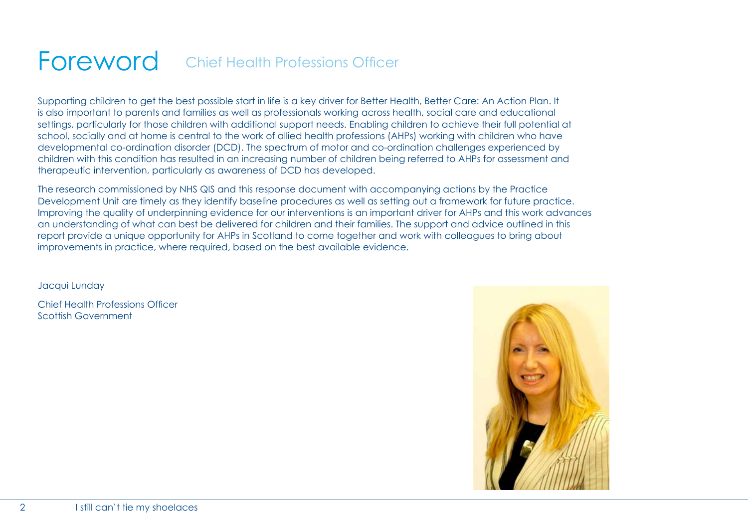# Foreword

## Chief Health Professions Officer

Supporting children to get the best possible start in life is a key driver for Better Health, Better Care: An Action Plan. It is also important to parents and families as well as professionals working across health, social care and educational settings, particularly for those children with additional support needs. Enabling children to achieve their full potential at school, socially and at home is central to the work of allied health professions (AHPs) working with children who have developmental co-ordination disorder (DCD). The spectrum of motor and co-ordination challenges experienced by children with this condition has resulted in an increasing number of children being referred to AHPs for assessment and therapeutic intervention, particularly as awareness of DCD has developed.

The research commissioned by NHS QIS and this response document with accompanying actions by the Practice Development Unit are timely as they identify baseline procedures as well as setting out a framework for future practice. Improving the quality of underpinning evidence for our interventions is an important driver for AHPs and this work advances an understanding of what can best be delivered for children and their families. The support and advice outlined in this report provide a unique opportunity for AHPs in Scotland to come together and work with colleagues to bring about improvements in practice, where required, based on the best available evidence.

Jacqui Lunday

Chief Health Professions Officer
Scottish Government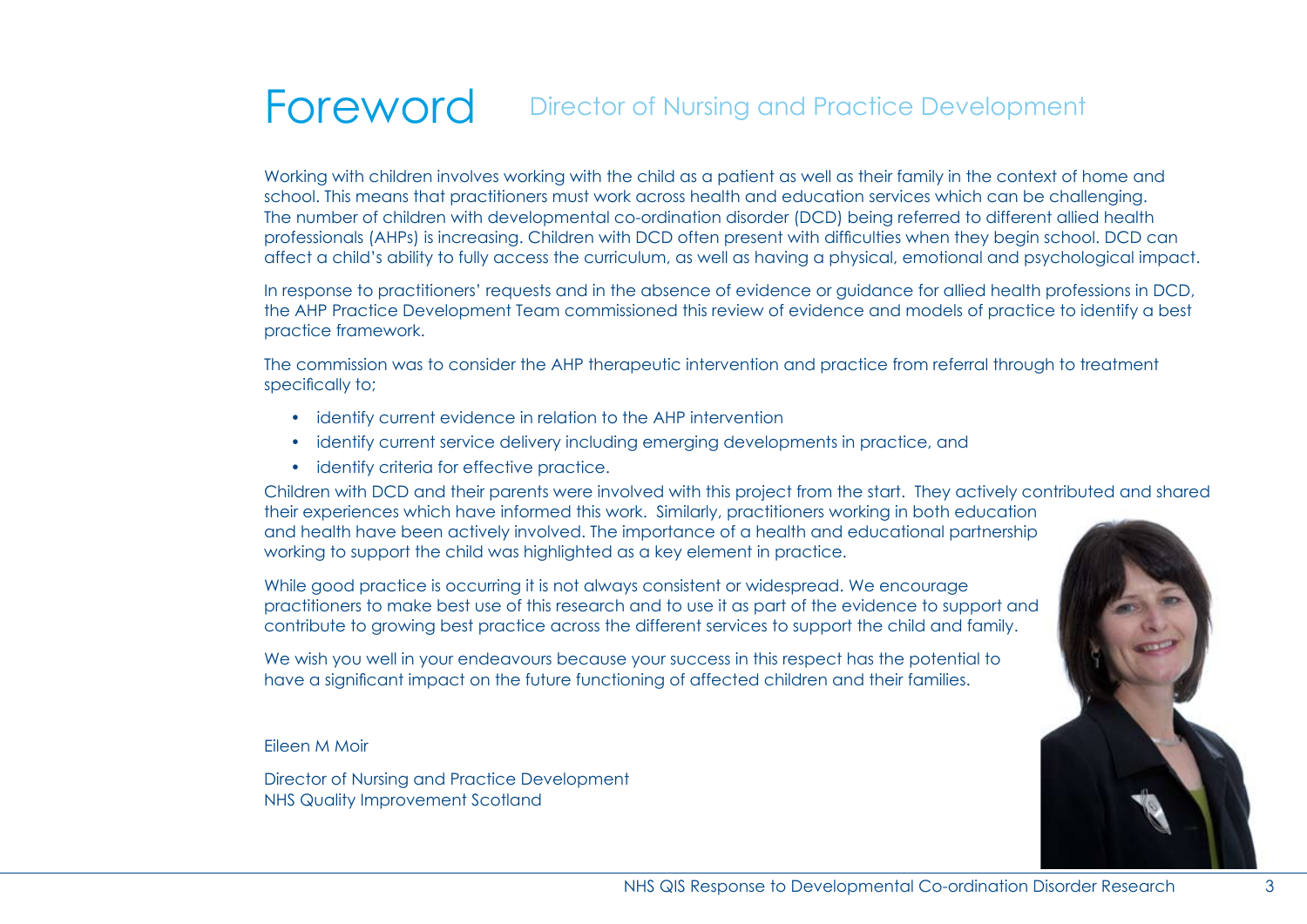# Foreword

## Director of Nursing and Practice Development

Working with children involves working with the child as a patient as well as their family in the context of home and school. This means that practitioners must work across health and education services which can be challenging. The number of children with developmental co-ordination disorder (DCD) being referred to different allied health professionals (AHPs) is increasing. Children with DCD often present with difficulties when they begin school. DCD can affect a child's ability to fully access the curriculum, as well as having a physical, emotional and psychological impact.

In response to practitioners' requests and in the absence of evidence or guidance for allied health professions in DCD, the AHP Practice Development Team commissioned this review of evidence and models of practice to identify a best practice framework.

The commission was to consider the AHP therapeutic intervention and practice from referral through to treatment specifically to;

- identify current evidence in relation to the AHP intervention
- identify current service delivery including emerging developments in practice, and
- identify criteria for effective practice.

Children with DCD and their parents were involved with this project from the start. They actively contributed and shared their experiences which have informed this work. Similarly, practitioners working in both education and health have been actively involved. The importance of a health and educational partnership working to support the child was highlighted as a key element in practice.

While good practice is occurring it is not always consistent or widespread. We encourage practitioners to make best use of this research and to use it as part of the evidence to support and contribute to growing best practice across the different services to support the child and family.

We wish you well in your endeavours because your success in this respect has the potential to have a significant impact on the future functioning of affected children and their families.

Eileen M Moir

Director of Nursing and Practice Development
NHS Quality Improvement Scotland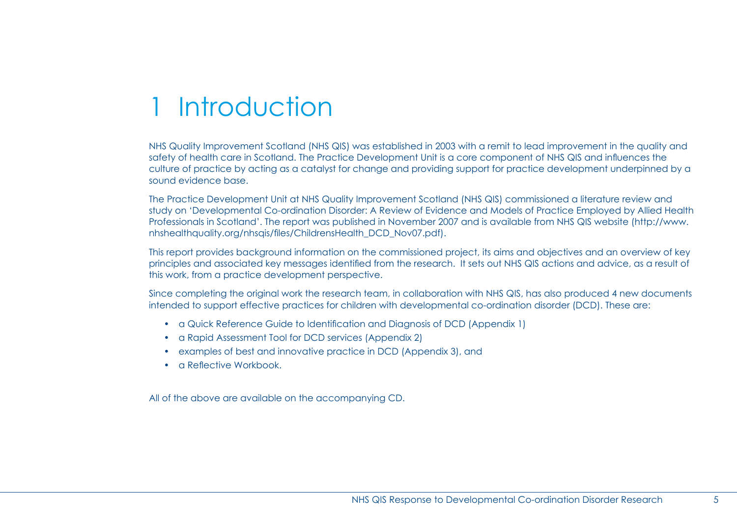# 1 Introduction

NHS Quality Improvement Scotland (NHS QIS) was established in 2003 with a remit to lead improvement in the quality and safety of health care in Scotland. The Practice Development Unit is a core component of NHS QIS and influences the culture of practice by acting as a catalyst for change and providing support for practice development underpinned by a sound evidence base.

The Practice Development Unit at NHS Quality Improvement Scotland (NHS QIS) commissioned a literature review and study on 'Developmental Co-ordination Disorder: A Review of Evidence and Models of Practice Employed by Allied Health Professionals in Scotland'. The report was published in November 2007 and is available from NHS QIS website (http://www.nhshealthquality.org/nhsqis/files/ChildrensHealth_DCD_Nov07.pdf).

This report provides background information on the commissioned project, its aims and objectives and an overview of key principles and associated key messages identified from the research. It sets out NHS QIS actions and advice, as a result of this work, from a practice development perspective.

Since completing the original work the research team, in collaboration with NHS QIS, has also produced 4 new documents intended to support effective practices for children with developmental co-ordination disorder (DCD). These are:

- a Quick Reference Guide to Identification and Diagnosis of DCD (Appendix 1)
- a Rapid Assessment Tool for DCD services (Appendix 2)
- examples of best and innovative practice in DCD (Appendix 3), and
- a Reflective Workbook.

All of the above are available on the accompanying CD.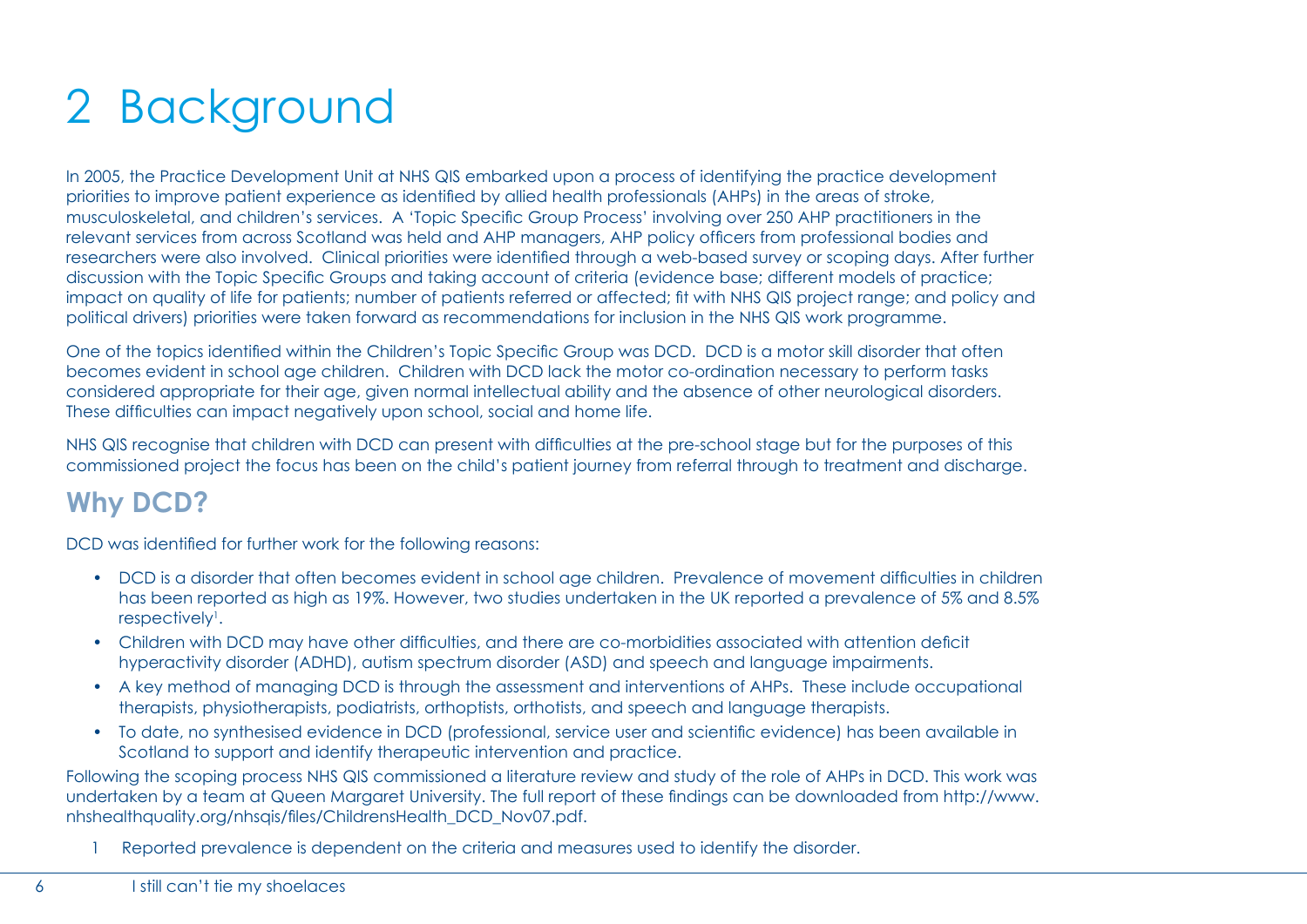# 2 Background

In 2005, the Practice Development Unit at NHS QIS embarked upon a process of identifying the practice development priorities to improve patient experience as identified by allied health professionals (AHPs) in the areas of stroke, musculoskeletal, and children's services. A 'Topic Specific Group Process' involving over 250 AHP practitioners in the relevant services from across Scotland was held and AHP managers, AHP policy officers from professional bodies and researchers were also involved. Clinical priorities were identified through a web-based survey or scoping days. After further discussion with the Topic Specific Groups and taking account of criteria (evidence base; different models of practice; impact on quality of life for patients; number of patients referred or affected; fit with NHS QIS project range; and policy and political drivers) priorities were taken forward as recommendations for inclusion in the NHS QIS work programme.

One of the topics identified within the Children's Topic Specific Group was DCD. DCD is a motor skill disorder that often becomes evident in school age children. Children with DCD lack the motor co-ordination necessary to perform tasks considered appropriate for their age, given normal intellectual ability and the absence of other neurological disorders. These difficulties can impact negatively upon school, social and home life.

NHS QIS recognise that children with DCD can present with difficulties at the pre-school stage but for the purposes of this commissioned project the focus has been on the child's patient journey from referral through to treatment and discharge.

## Why DCD?

DCD was identified for further work for the following reasons:

- DCD is a disorder that often becomes evident in school age children. Prevalence of movement difficulties in children has been reported as high as 19%. However, two studies undertaken in the UK reported a prevalence of 5% and 8.5% respectively[1].
- Children with DCD may have other difficulties, and there are co-morbidities associated with attention deficit hyperactivity disorder (ADHD), autism spectrum disorder (ASD) and speech and language impairments.
- A key method of managing DCD is through the assessment and interventions of AHPs. These include occupational therapists, physiotherapists, podiatrists, orthoptists, orthotists, and speech and language therapists.
- To date, no synthesised evidence in DCD (professional, service user and scientific evidence) has been available in Scotland to support and identify therapeutic intervention and practice.

Following the scoping process NHS QIS commissioned a literature review and study of the role of AHPs in DCD. This work was undertaken by a team at Queen Margaret University. The full report of these findings can be downloaded from http://www.nhshealthquality.org/nhsqis/files/ChildrensHealth_DCD_Nov07.pdf.

1 Reported prevalence is dependent on the criteria and measures used to identify the disorder.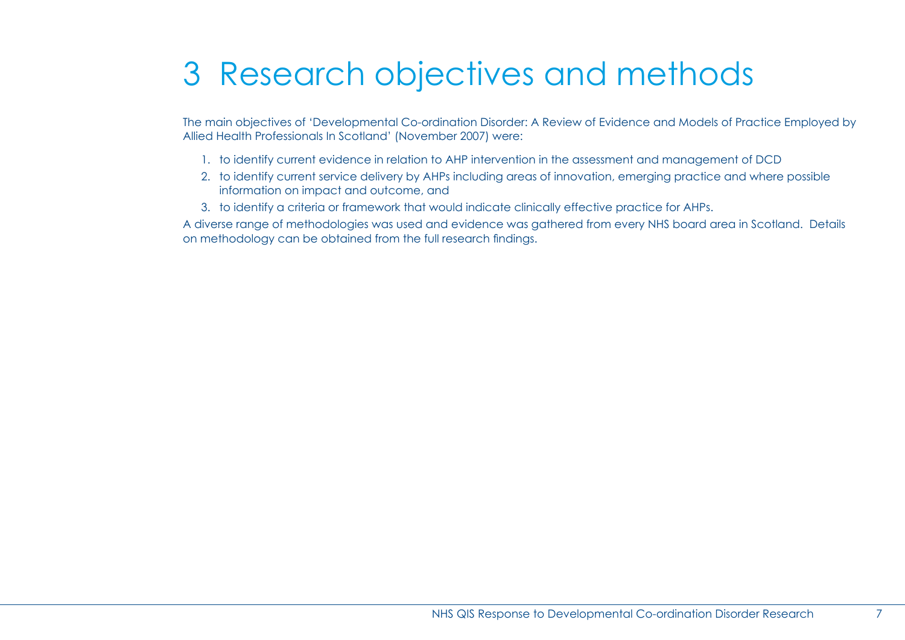# 3 Research objectives and methods

The main objectives of 'Developmental Co-ordination Disorder: A Review of Evidence and Models of Practice Employed by Allied Health Professionals In Scotland' (November 2007) were:

1. to identify current evidence in relation to AHP intervention in the assessment and management of DCD
2. to identify current service delivery by AHPs including areas of innovation, emerging practice and where possible information on impact and outcome, and
3. to identify a criteria or framework that would indicate clinically effective practice for AHPs.

A diverse range of methodologies was used and evidence was gathered from every NHS board area in Scotland. Details on methodology can be obtained from the full research findings.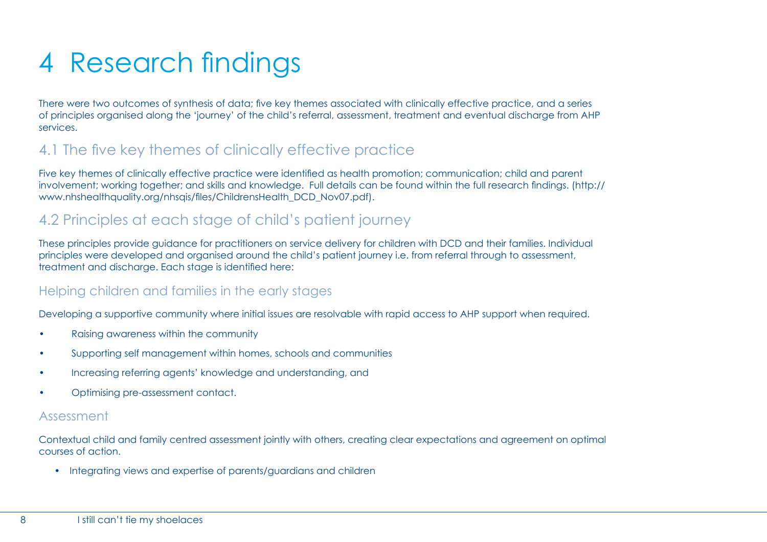# 4 Research findings

There were two outcomes of synthesis of data; five key themes associated with clinically effective practice, and a series of principles organised along the 'journey' of the child's referral, assessment, treatment and eventual discharge from AHP services.

## 4.1 The five key themes of clinically effective practice

Five key themes of clinically effective practice were identified as health promotion; communication; child and parent involvement; working together; and skills and knowledge. Full details can be found within the full research findings. (http://www.nhshealthquality.org/nhsqis/files/ChildrensHealth_DCD_Nov07.pdf).

## 4.2 Principles at each stage of child's patient journey

These principles provide guidance for practitioners on service delivery for children with DCD and their families. Individual principles were developed and organised around the child's patient journey i.e. from referral through to assessment, treatment and discharge. Each stage is identified here:

### Helping children and families in the early stages

Developing a supportive community where initial issues are resolvable with rapid access to AHP support when required.

- Raising awareness within the community
- Supporting self management within homes, schools and communities
- Increasing referring agents' knowledge and understanding, and
- Optimising pre-assessment contact.

### Assessment

Contextual child and family centred assessment jointly with others, creating clear expectations and agreement on optimal courses of action.

- Integrating views and expertise of parents/guardians and children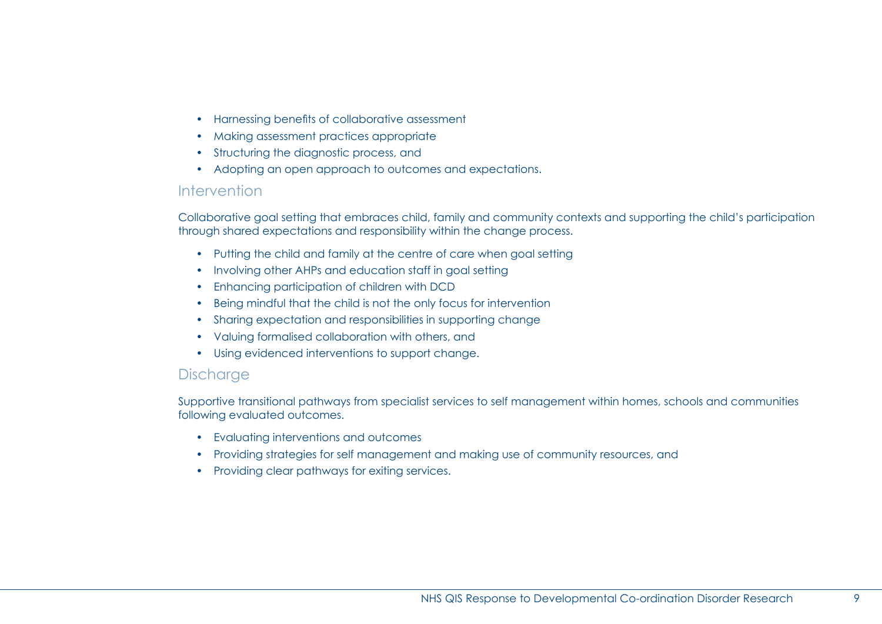- Harnessing benefits of collaborative assessment
- Making assessment practices appropriate
- Structuring the diagnostic process, and
- Adopting an open approach to outcomes and expectations.

## Intervention

Collaborative goal setting that embraces child, family and community contexts and supporting the child's participation through shared expectations and responsibility within the change process.

- Putting the child and family at the centre of care when goal setting
- Involving other AHPs and education staff in goal setting
- Enhancing participation of children with DCD
- Being mindful that the child is not the only focus for intervention
- Sharing expectation and responsibilities in supporting change
- Valuing formalised collaboration with others, and
- Using evidenced interventions to support change.

## Discharge

Supportive transitional pathways from specialist services to self management within homes, schools and communities following evaluated outcomes.

- Evaluating interventions and outcomes
- Providing strategies for self management and making use of community resources, and
- Providing clear pathways for exiting services.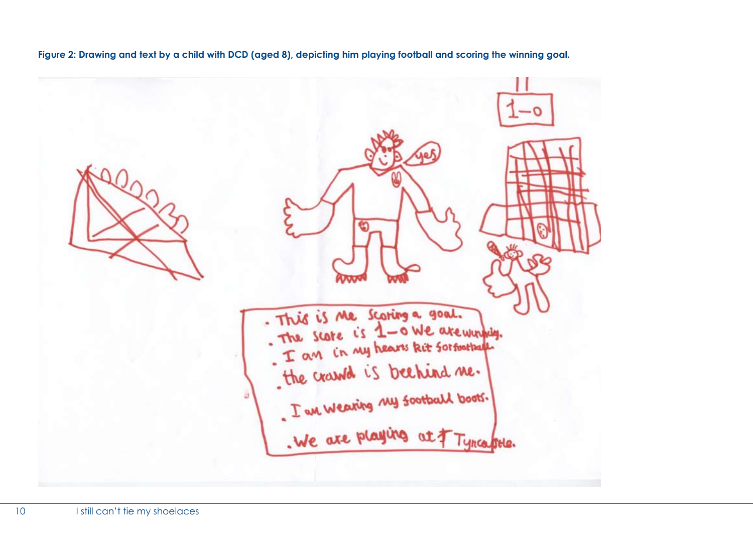**Figure 2: Drawing and text by a child with DCD (aged 8), depicting him playing football and scoring the winning goal.**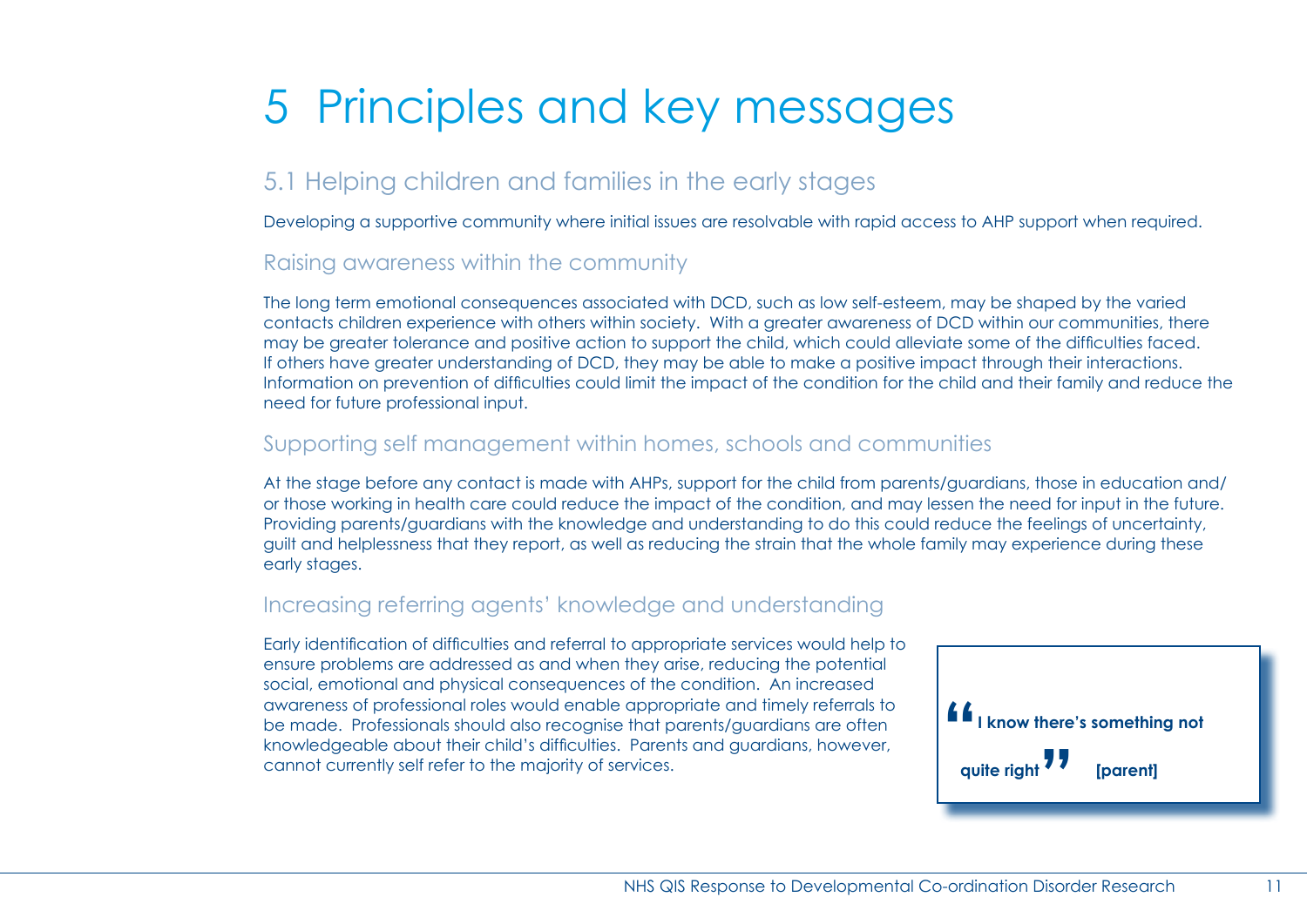# 5 Principles and key messages

## 5.1 Helping children and families in the early stages

Developing a supportive community where initial issues are resolvable with rapid access to AHP support when required.

### Raising awareness within the community

The long term emotional consequences associated with DCD, such as low self-esteem, may be shaped by the varied contacts children experience with others within society. With a greater awareness of DCD within our communities, there may be greater tolerance and positive action to support the child, which could alleviate some of the difficulties faced. If others have greater understanding of DCD, they may be able to make a positive impact through their interactions. Information on prevention of difficulties could limit the impact of the condition for the child and their family and reduce the need for future professional input.

### Supporting self management within homes, schools and communities

At the stage before any contact is made with AHPs, support for the child from parents/guardians, those in education and/or those working in health care could reduce the impact of the condition, and may lessen the need for input in the future. Providing parents/guardians with the knowledge and understanding to do this could reduce the feelings of uncertainty, guilt and helplessness that they report, as well as reducing the strain that the whole family may experience during these early stages.

### Increasing referring agents' knowledge and understanding

Early identification of difficulties and referral to appropriate services would help to ensure problems are addressed as and when they arise, reducing the potential social, emotional and physical consequences of the condition. An increased awareness of professional roles would enable appropriate and timely referrals to be made. Professionals should also recognise that parents/guardians are often knowledgeable about their child's difficulties. Parents and guardians, however, cannot currently self refer to the majority of services.

> **"I know there's something not quite right" [parent]**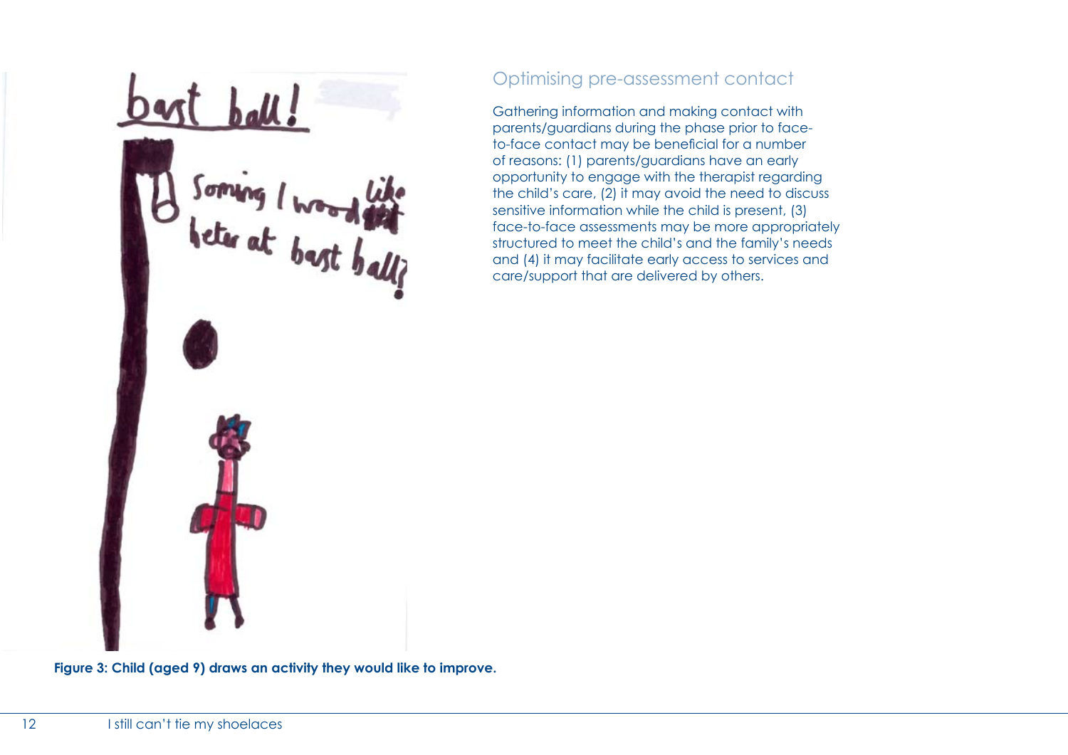## Optimising pre-assessment contact

Gathering information and making contact with parents/guardians during the phase prior to face-to-face contact may be beneficial for a number of reasons: (1) parents/guardians have an early opportunity to engage with the therapist regarding the child's care, (2) it may avoid the need to discuss sensitive information while the child is present, (3) face-to-face assessments may be more appropriately structured to meet the child's and the family's needs and (4) it may facilitate early access to services and care/support that are delivered by others.

**Figure 3: Child (aged 9) draws an activity they would like to improve.**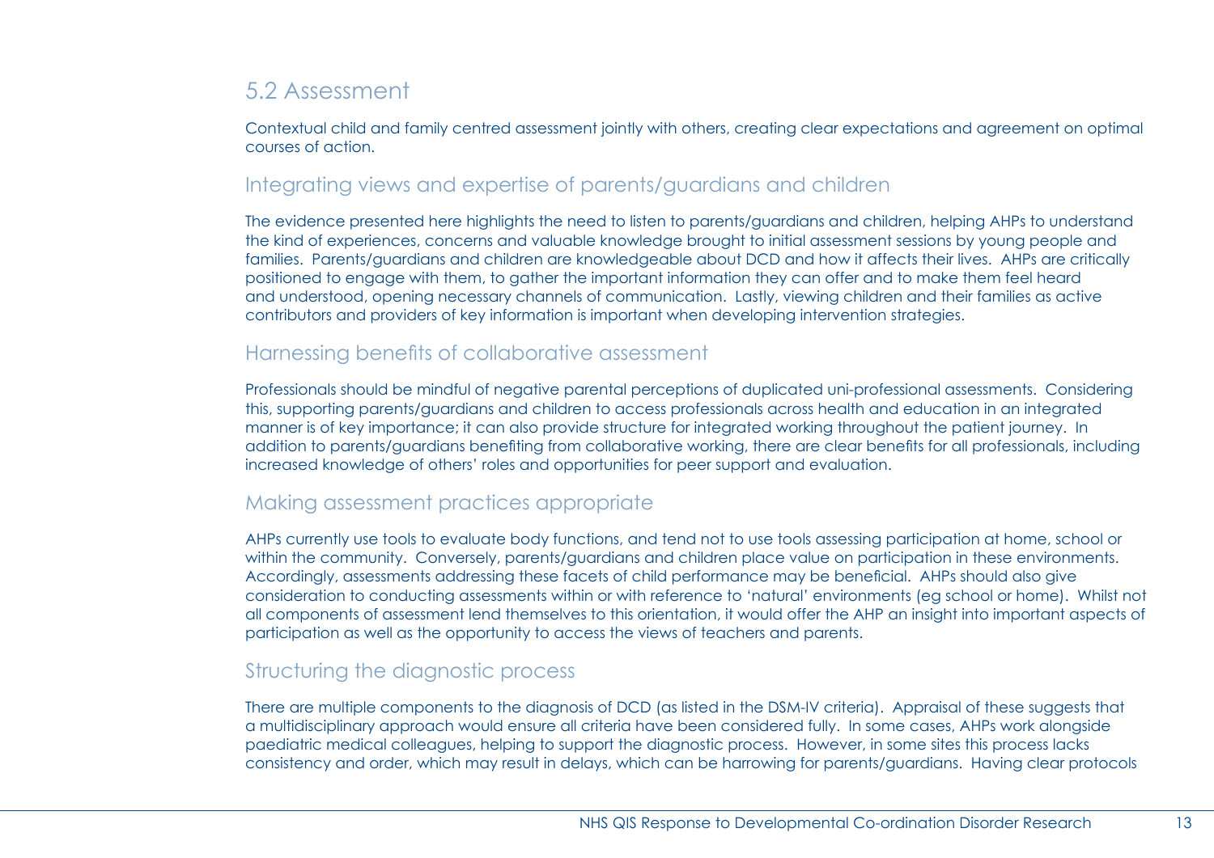## 5.2 Assessment

Contextual child and family centred assessment jointly with others, creating clear expectations and agreement on optimal courses of action.

### Integrating views and expertise of parents/guardians and children

The evidence presented here highlights the need to listen to parents/guardians and children, helping AHPs to understand the kind of experiences, concerns and valuable knowledge brought to initial assessment sessions by young people and families. Parents/guardians and children are knowledgeable about DCD and how it affects their lives. AHPs are critically positioned to engage with them, to gather the important information they can offer and to make them feel heard and understood, opening necessary channels of communication. Lastly, viewing children and their families as active contributors and providers of key information is important when developing intervention strategies.

### Harnessing benefits of collaborative assessment

Professionals should be mindful of negative parental perceptions of duplicated uni-professional assessments. Considering this, supporting parents/guardians and children to access professionals across health and education in an integrated manner is of key importance; it can also provide structure for integrated working throughout the patient journey. In addition to parents/guardians benefiting from collaborative working, there are clear benefits for all professionals, including increased knowledge of others' roles and opportunities for peer support and evaluation.

### Making assessment practices appropriate

AHPs currently use tools to evaluate body functions, and tend not to use tools assessing participation at home, school or within the community. Conversely, parents/guardians and children place value on participation in these environments. Accordingly, assessments addressing these facets of child performance may be beneficial. AHPs should also give consideration to conducting assessments within or with reference to 'natural' environments (eg school or home). Whilst not all components of assessment lend themselves to this orientation, it would offer the AHP an insight into important aspects of participation as well as the opportunity to access the views of teachers and parents.

### Structuring the diagnostic process

There are multiple components to the diagnosis of DCD (as listed in the DSM-IV criteria). Appraisal of these suggests that a multidisciplinary approach would ensure all criteria have been considered fully. In some cases, AHPs work alongside paediatric medical colleagues, helping to support the diagnostic process. However, in some sites this process lacks consistency and order, which may result in delays, which can be harrowing for parents/guardians. Having clear protocols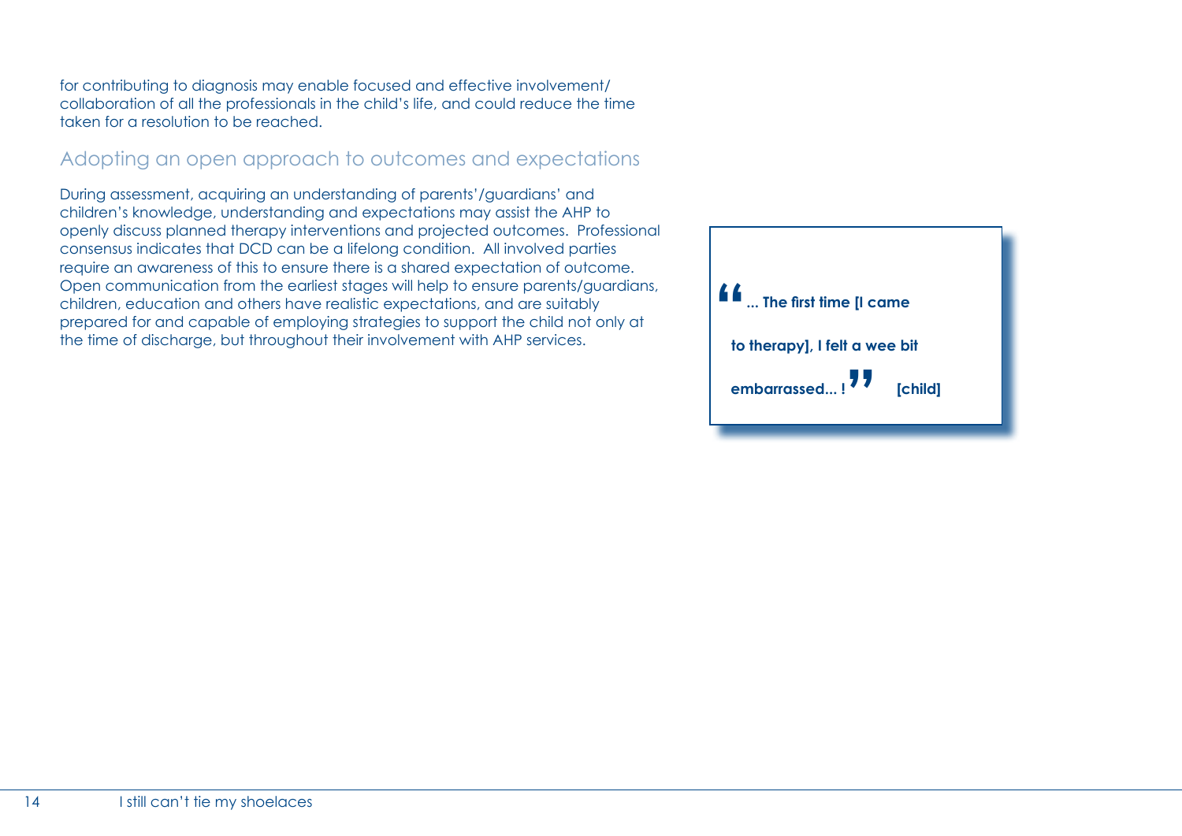for contributing to diagnosis may enable focused and effective involvement/collaboration of all the professionals in the child's life, and could reduce the time taken for a resolution to be reached.

## Adopting an open approach to outcomes and expectations

During assessment, acquiring an understanding of parents'/guardians' and children's knowledge, understanding and expectations may assist the AHP to openly discuss planned therapy interventions and projected outcomes. Professional consensus indicates that DCD can be a lifelong condition. All involved parties require an awareness of this to ensure there is a shared expectation of outcome. Open communication from the earliest stages will help to ensure parents/guardians, children, education and others have realistic expectations, and are suitably prepared for and capable of employing strategies to support the child not only at the time of discharge, but throughout their involvement with AHP services.

> **"... The first time [I came to therapy], I felt a wee bit embarrassed... !" [child]**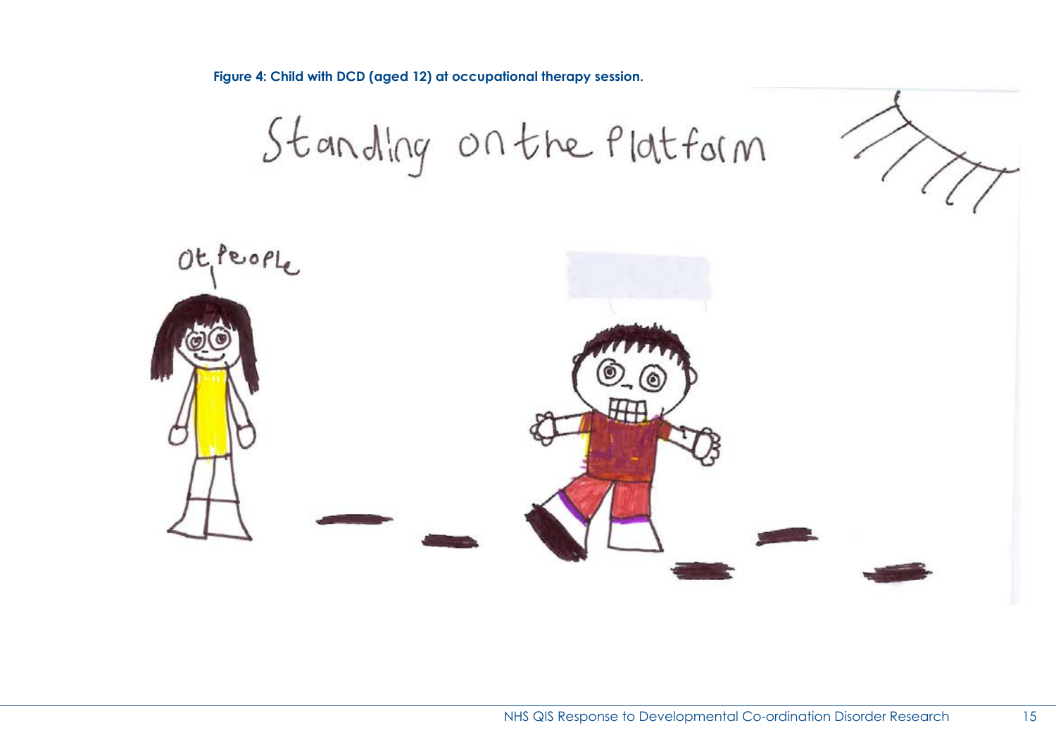**Figure 4: Child with DCD (aged 12) at occupational therapy session.**

Standing on the Platform

Ot people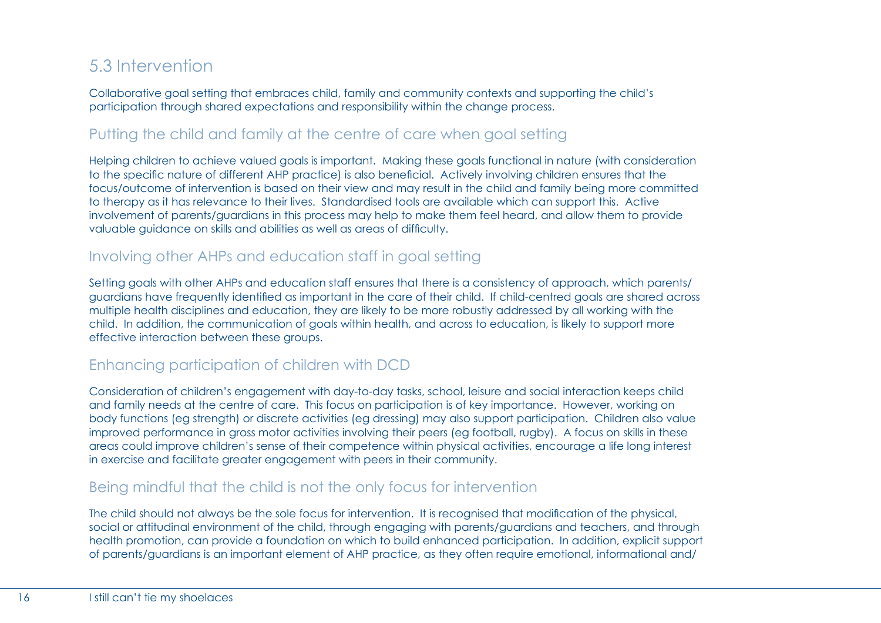## 5.3 Intervention

Collaborative goal setting that embraces child, family and community contexts and supporting the child's participation through shared expectations and responsibility within the change process.

### Putting the child and family at the centre of care when goal setting

Helping children to achieve valued goals is important. Making these goals functional in nature (with consideration to the specific nature of different AHP practice) is also beneficial. Actively involving children ensures that the focus/outcome of intervention is based on their view and may result in the child and family being more committed to therapy as it has relevance to their lives. Standardised tools are available which can support this. Active involvement of parents/guardians in this process may help to make them feel heard, and allow them to provide valuable guidance on skills and abilities as well as areas of difficulty.

### Involving other AHPs and education staff in goal setting

Setting goals with other AHPs and education staff ensures that there is a consistency of approach, which parents/guardians have frequently identified as important in the care of their child. If child-centred goals are shared across multiple health disciplines and education, they are likely to be more robustly addressed by all working with the child. In addition, the communication of goals within health, and across to education, is likely to support more effective interaction between these groups.

### Enhancing participation of children with DCD

Consideration of children's engagement with day-to-day tasks, school, leisure and social interaction keeps child and family needs at the centre of care. This focus on participation is of key importance. However, working on body functions (eg strength) or discrete activities (eg dressing) may also support participation. Children also value improved performance in gross motor activities involving their peers (eg football, rugby). A focus on skills in these areas could improve children's sense of their competence within physical activities, encourage a life long interest in exercise and facilitate greater engagement with peers in their community.

### Being mindful that the child is not the only focus for intervention

The child should not always be the sole focus for intervention. It is recognised that modification of the physical, social or attitudinal environment of the child, through engaging with parents/guardians and teachers, and through health promotion, can provide a foundation on which to build enhanced participation. In addition, explicit support of parents/guardians is an important element of AHP practice, as they often require emotional, informational and/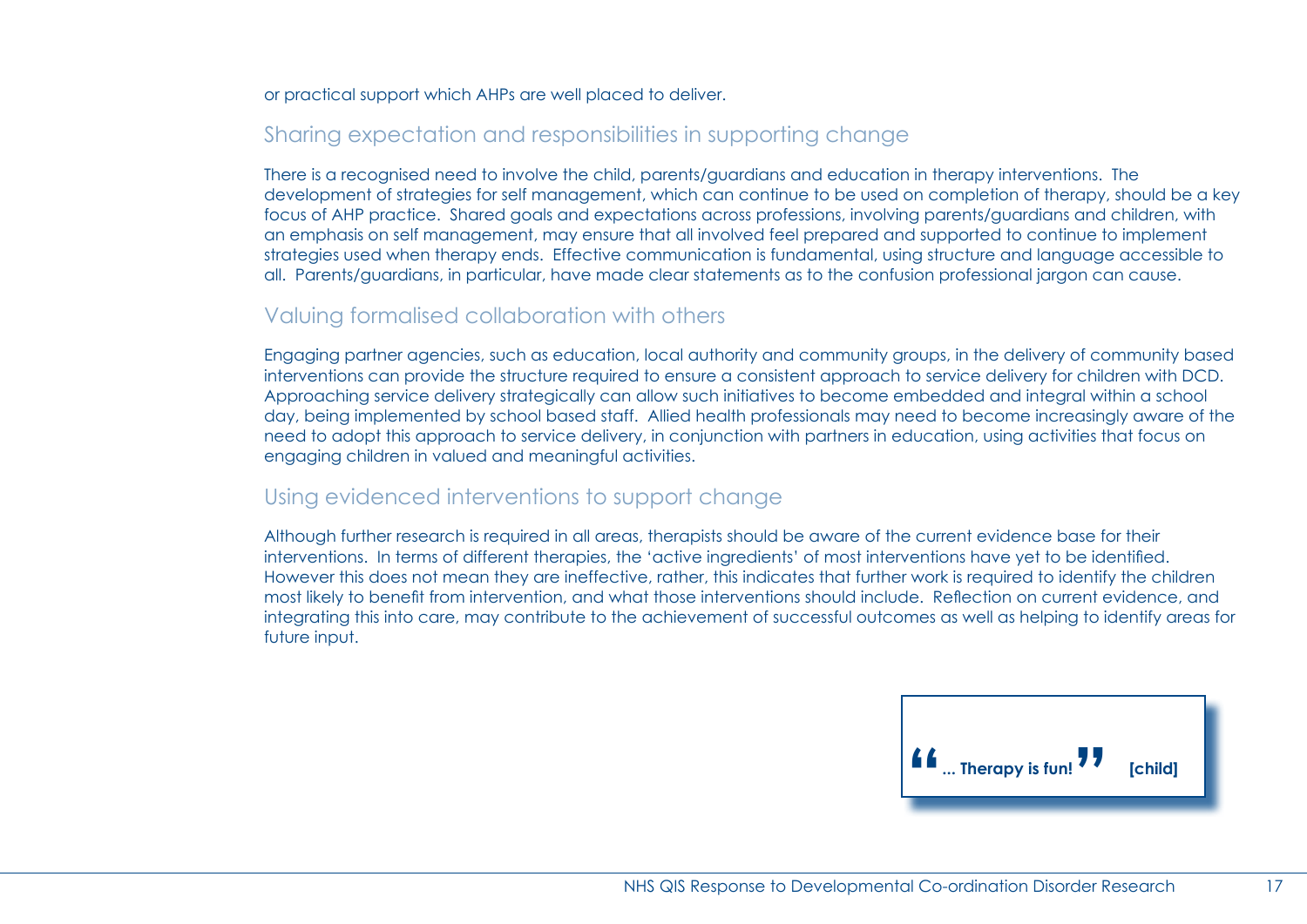or practical support which AHPs are well placed to deliver.

## Sharing expectation and responsibilities in supporting change

There is a recognised need to involve the child, parents/guardians and education in therapy interventions. The development of strategies for self management, which can continue to be used on completion of therapy, should be a key focus of AHP practice. Shared goals and expectations across professions, involving parents/guardians and children, with an emphasis on self management, may ensure that all involved feel prepared and supported to continue to implement strategies used when therapy ends. Effective communication is fundamental, using structure and language accessible to all. Parents/guardians, in particular, have made clear statements as to the confusion professional jargon can cause.

## Valuing formalised collaboration with others

Engaging partner agencies, such as education, local authority and community groups, in the delivery of community based interventions can provide the structure required to ensure a consistent approach to service delivery for children with DCD. Approaching service delivery strategically can allow such initiatives to become embedded and integral within a school day, being implemented by school based staff. Allied health professionals may need to become increasingly aware of the need to adopt this approach to service delivery, in conjunction with partners in education, using activities that focus on engaging children in valued and meaningful activities.

## Using evidenced interventions to support change

Although further research is required in all areas, therapists should be aware of the current evidence base for their interventions. In terms of different therapies, the 'active ingredients' of most interventions have yet to be identified. However this does not mean they are ineffective, rather, this indicates that further work is required to identify the children most likely to benefit from intervention, and what those interventions should include. Reflection on current evidence, and integrating this into care, may contribute to the achievement of successful outcomes as well as helping to identify areas for future input.

> **"... Therapy is fun!"** **[child]**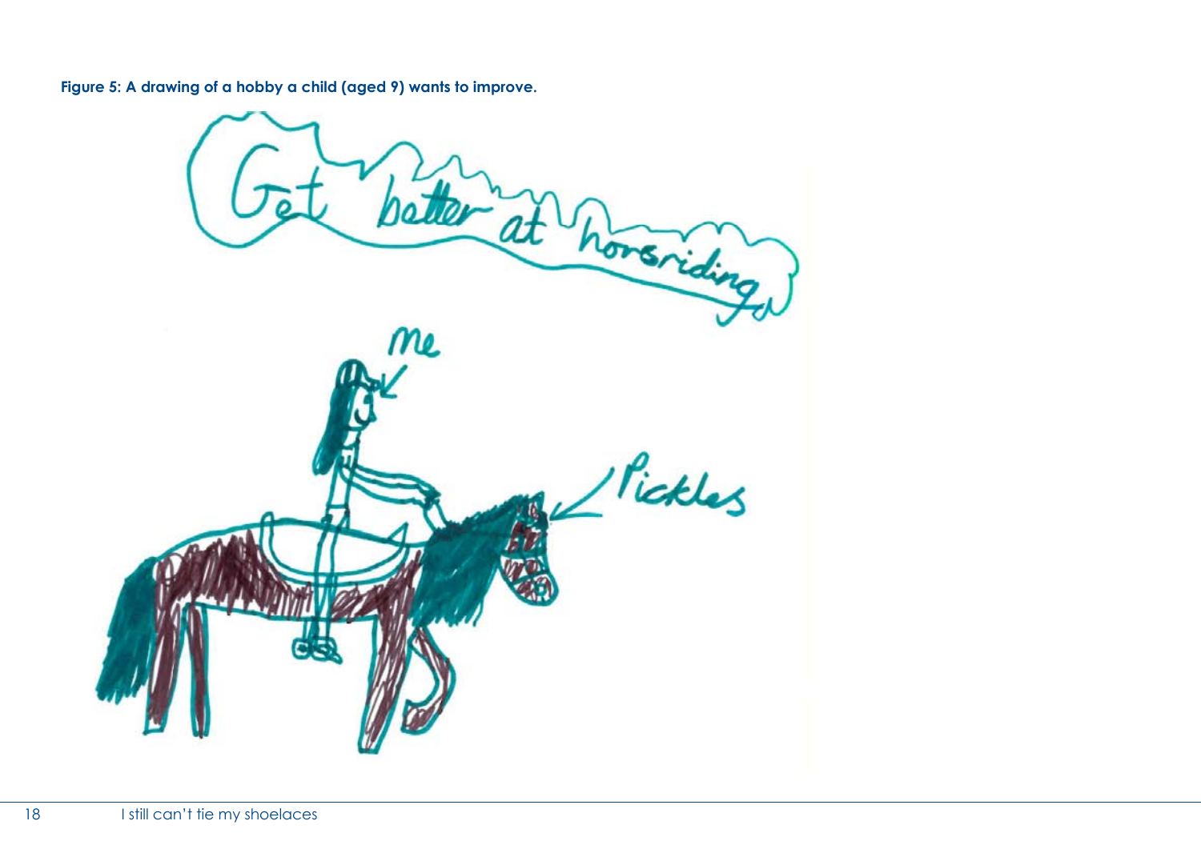**Figure 5: A drawing of a hobby a child (aged 9) wants to improve.**

Get better at horsriding

me

Pickles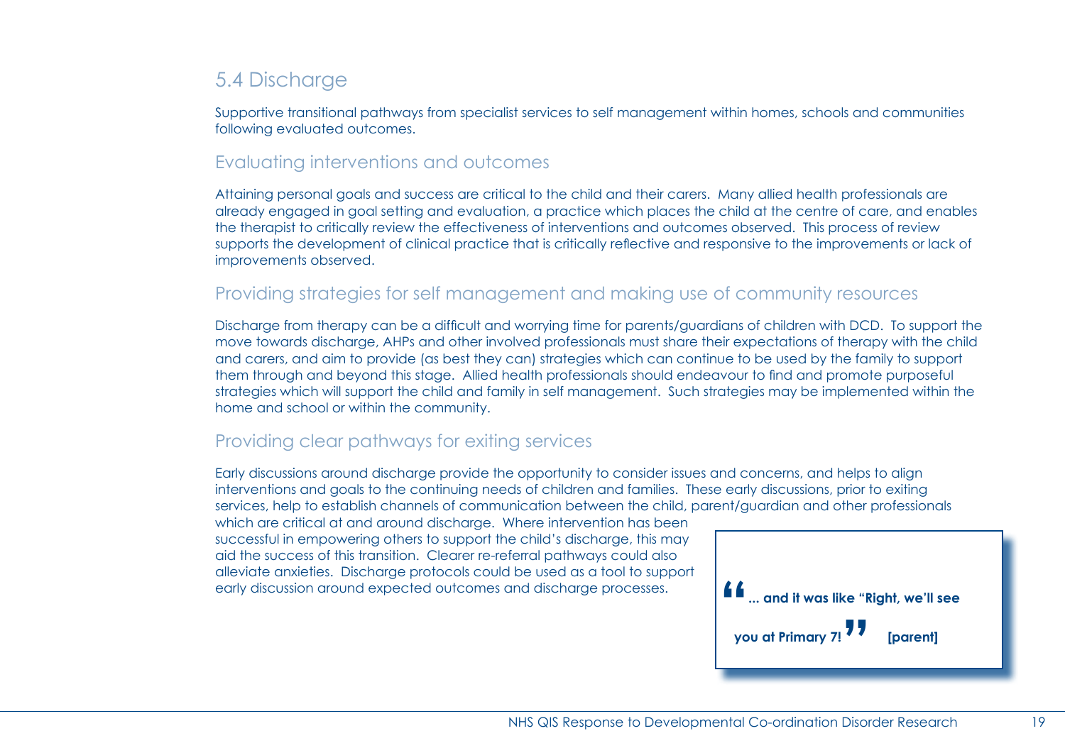## 5.4 Discharge

Supportive transitional pathways from specialist services to self management within homes, schools and communities following evaluated outcomes.

### Evaluating interventions and outcomes

Attaining personal goals and success are critical to the child and their carers. Many allied health professionals are already engaged in goal setting and evaluation, a practice which places the child at the centre of care, and enables the therapist to critically review the effectiveness of interventions and outcomes observed. This process of review supports the development of clinical practice that is critically reflective and responsive to the improvements or lack of improvements observed.

### Providing strategies for self management and making use of community resources

Discharge from therapy can be a difficult and worrying time for parents/guardians of children with DCD. To support the move towards discharge, AHPs and other involved professionals must share their expectations of therapy with the child and carers, and aim to provide (as best they can) strategies which can continue to be used by the family to support them through and beyond this stage. Allied health professionals should endeavour to find and promote purposeful strategies which will support the child and family in self management. Such strategies may be implemented within the home and school or within the community.

### Providing clear pathways for exiting services

Early discussions around discharge provide the opportunity to consider issues and concerns, and helps to align interventions and goals to the continuing needs of children and families. These early discussions, prior to exiting services, help to establish channels of communication between the child, parent/guardian and other professionals which are critical at and around discharge. Where intervention has been successful in empowering others to support the child's discharge, this may aid the success of this transition. Clearer re-referral pathways could also alleviate anxieties. Discharge protocols could be used as a tool to support early discussion around expected outcomes and discharge processes.

> **"... and it was like "Right, we'll see you at Primary 7!"** **[parent]**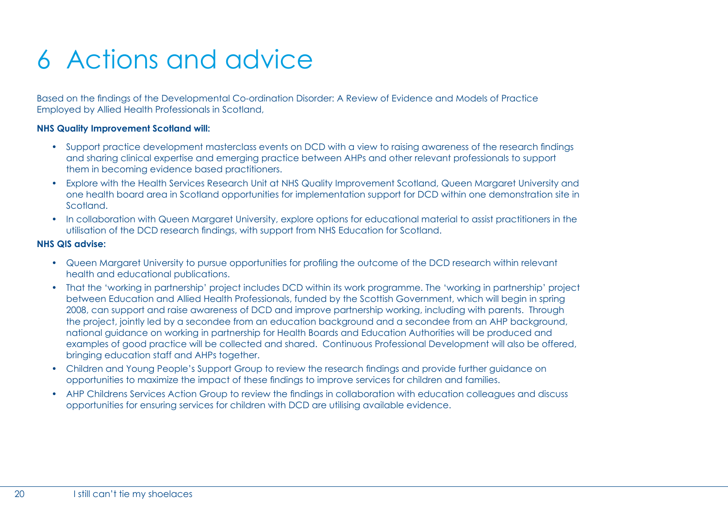# 6 Actions and advice

Based on the findings of the Developmental Co-ordination Disorder: A Review of Evidence and Models of Practice Employed by Allied Health Professionals in Scotland,

**NHS Quality Improvement Scotland will:**

- Support practice development masterclass events on DCD with a view to raising awareness of the research findings and sharing clinical expertise and emerging practice between AHPs and other relevant professionals to support them in becoming evidence based practitioners.
- Explore with the Health Services Research Unit at NHS Quality Improvement Scotland, Queen Margaret University and one health board area in Scotland opportunities for implementation support for DCD within one demonstration site in Scotland.
- In collaboration with Queen Margaret University, explore options for educational material to assist practitioners in the utilisation of the DCD research findings, with support from NHS Education for Scotland.

**NHS QIS advise:**

- Queen Margaret University to pursue opportunities for profiling the outcome of the DCD research within relevant health and educational publications.
- That the 'working in partnership' project includes DCD within its work programme. The 'working in partnership' project between Education and Allied Health Professionals, funded by the Scottish Government, which will begin in spring 2008, can support and raise awareness of DCD and improve partnership working, including with parents. Through the project, jointly led by a secondee from an education background and a secondee from an AHP background, national guidance on working in partnership for Health Boards and Education Authorities will be produced and examples of good practice will be collected and shared. Continuous Professional Development will also be offered, bringing education staff and AHPs together.
- Children and Young People's Support Group to review the research findings and provide further guidance on opportunities to maximize the impact of these findings to improve services for children and families.
- AHP Childrens Services Action Group to review the findings in collaboration with education colleagues and discuss opportunities for ensuring services for children with DCD are utilising available evidence.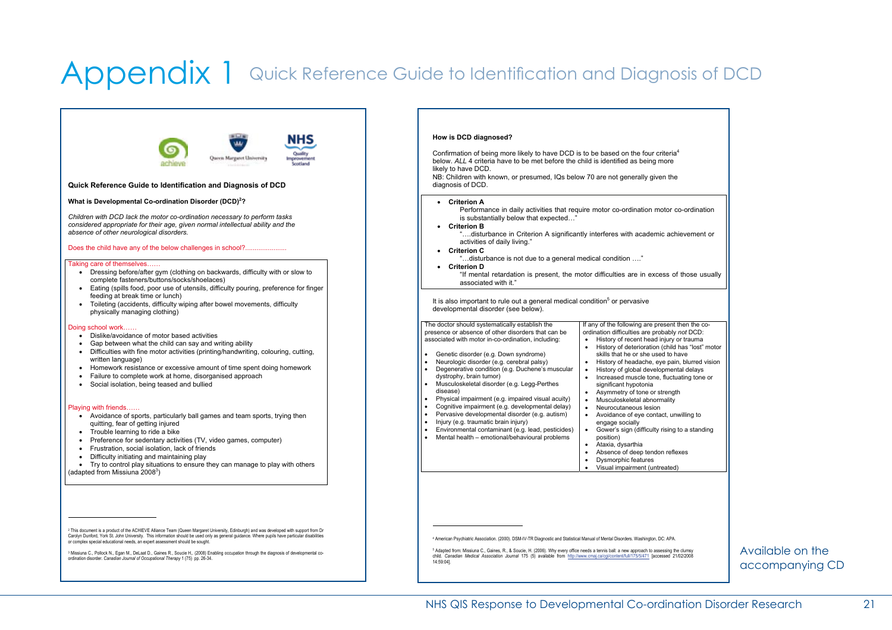# Appendix 1 Quick Reference Guide to Identification and Diagnosis of DCD

**Quick Reference Guide to Identification and Diagnosis of DCD**

**What is Developmental Co-ordination Disorder (DCD)[2]?**

*Children with DCD lack the motor co-ordination necessary to perform tasks considered appropriate for their age, given normal intellectual ability and the absence of other neurological disorders.*

Does the child have any of the below challenges in school?......................

Taking care of themselves……

- Dressing before/after gym (clothing on backwards, difficulty with or slow to complete fasteners/buttons/socks/shoelaces)
- Eating (spills food, poor use of utensils, difficulty pouring, preference for finger feeding at break time or lunch)
- Toileting (accidents, difficulty wiping after bowel movements, difficulty physically managing clothing)

Doing school work……

- Dislike/avoidance of motor based activities
- Gap between what the child can say and writing ability
- Difficulties with fine motor activities (printing/handwriting, colouring, cutting, written language)
- Homework resistance or excessive amount of time spent doing homework
- Failure to complete work at home, disorganised approach
- Social isolation, being teased and bullied

Playing with friends……

- Avoidance of sports, particularly ball games and team sports, trying then quitting, fear of getting injured
- Trouble learning to ride a bike
- Preference for sedentary activities (TV, video games, computer)
- Frustration, social isolation, lack of friends
- Difficulty initiating and maintaining play
- Try to control play situations to ensure they can manage to play with others

(adapted from Missiuna 2008[3])

[2] This document is a product of the ACHIEVE Alliance Team (Queen Margaret University, Edinburgh) and was developed with support from Dr Carolyn Dunford, York St. John University. This information should be used only as general guidance. Where pupils have particular disabilities or complex special educational needs, an expert assessment should be sought.

[3] Missiuna C., Pollock N., Egan M., DeLaat D., Gaines R., Soucie H., (2008) Enabling occupation through the diagnosis of developmental co-ordination disorder. *Canadian Journal of Occupational Therapy* 1 (75) pp. 26-34.

**How is DCD diagnosed?**

Confirmation of being more likely to have DCD is to be based on the four criteria[4] below. *ALL* 4 criteria have to be met before the child is identified as being more likely to have DCD.
NB: Children with known, or presumed, IQs below 70 are not generally given the diagnosis of DCD.

- **Criterion A**
  Performance in daily activities that require motor co-ordination motor co-ordination is substantially below that expected…"
- **Criterion B**
  "….disturbance in Criterion A significantly interferes with academic achievement or activities of daily living."
- **Criterion C**
  "…disturbance is not due to a general medical condition …."
- **Criterion D**
  "If mental retardation is present, the motor difficulties are in excess of those usually associated with it."

It is also important to rule out a general medical condition[5] or pervasive developmental disorder (see below).

| The doctor should systematically establish the presence or absence of other disorders that can be associated with motor in-co-ordination, including: | If any of the following are present then the co-ordination difficulties are probably *not* DCD: |
|---|---|
| • Genetic disorder (e.g. Down syndrome)<br>• Neurologic disorder (e.g. cerebral palsy)<br>• Degenerative condition (e.g. Duchene's muscular dystrophy, brain tumor)<br>• Musculoskeletal disorder (e.g. Legg-Perthes disease)<br>• Physical impairment (e.g. impaired visual acuity)<br>• Cognitive impairment (e.g. developmental delay)<br>• Pervasive developmental disorder (e.g. autism)<br>• Injury (e.g. traumatic brain injury)<br>• Environmental contaminant (e.g. lead, pesticides)<br>• Mental health – emotional/behavioural problems | • History of recent head injury or trauma<br>• History of deterioration (child has "lost" motor skills that he or she used to have<br>• History of headache, eye pain, blurred vision<br>• History of global developmental delays<br>• Increased muscle tone, fluctuating tone or significant hypotonia<br>• Asymmetry of tone or strength<br>• Musculoskeletal abnormality<br>• Neurocutaneous lesion<br>• Avoidance of eye contact, unwilling to engage socially<br>• Gower's sign (difficulty rising to a standing position)<br>• Ataxia, dysarthia<br>• Absence of deep tendon reflexes<br>• Dysmorphic features<br>• Visual impairment (untreated) |

[4] American Psychiatric Association. (2000). DSM-IV-TR Diagnostic and Statistical Manual of Mental Disorders. Washington, DC: APA.

[5] Adapted from: Missiuna C., Gaines, R., & Soucie, H. (2006). Why every office needs a tennis ball: a new approach to assessing the clumsy child. *Canadian Medical Association Journal* 175 (5) available from http://www.cmaj.ca/cgi/content/full/175/5/471 [accessed 21/02/2008 14:59:04].

Available on the accompanying CD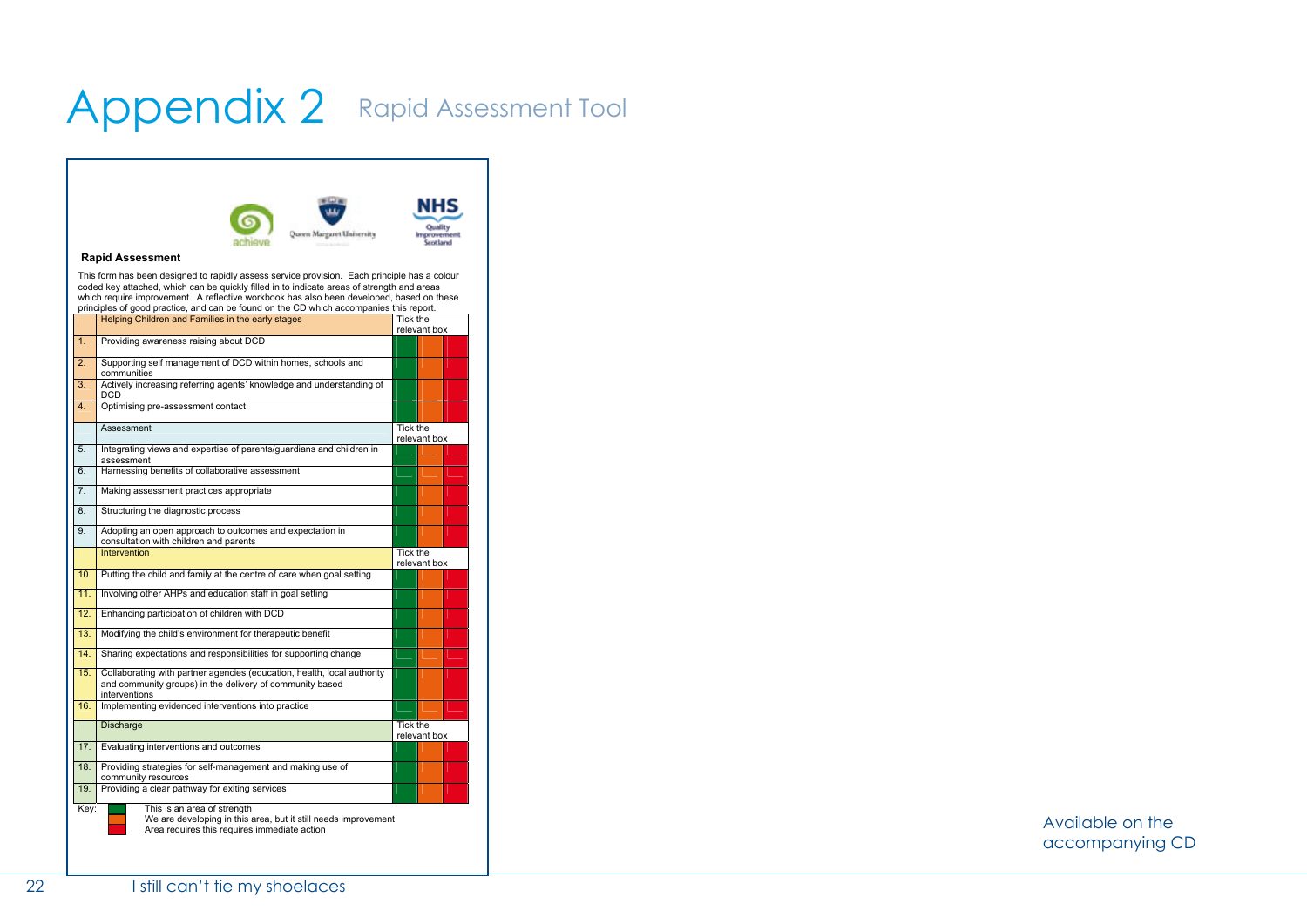# Appendix 2 Rapid Assessment Tool

**Rapid Assessment**

This form has been designed to rapidly assess service provision. Each principle has a colour coded key attached, which can be quickly filled in to indicate areas of strength and areas which require improvement. A reflective workbook has also been developed, based on these principles of good practice, and can be found on the CD which accompanies this report.

| | Helping Children and Families in the early stages | Tick the relevant box | | |
|---|---|---|---|---|
| 1. | Providing awareness raising about DCD | | | |
| 2. | Supporting self management of DCD within homes, schools and communities | | | |
| 3. | Actively increasing referring agents' knowledge and understanding of DCD | | | |
| 4. | Optimising pre-assessment contact | | | |
| | **Assessment** | Tick the relevant box | | |
| 5. | Integrating views and expertise of parents/guardians and children in assessment | | | |
| 6. | Harnessing benefits of collaborative assessment | | | |
| 7. | Making assessment practices appropriate | | | |
| 8. | Structuring the diagnostic process | | | |
| 9. | Adopting an open approach to outcomes and expectation in consultation with children and parents | | | |
| | **Intervention** | Tick the relevant box | | |
| 10. | Putting the child and family at the centre of care when goal setting | | | |
| 11. | Involving other AHPs and education staff in goal setting | | | |
| 12. | Enhancing participation of children with DCD | | | |
| 13. | Modifying the child's environment for therapeutic benefit | | | |
| 14. | Sharing expectations and responsibilities for supporting change | | | |
| 15. | Collaborating with partner agencies (education, health, local authority and community groups) in the delivery of community based interventions | | | |
| 16. | Implementing evidenced interventions into practice | | | |
| | **Discharge** | Tick the relevant box | | |
| 17. | Evaluating interventions and outcomes | | | |
| 18. | Providing strategies for self-management and making use of community resources | | | |
| 19. | Providing a clear pathway for exiting services | | | |

Key:
- Green: This is an area of strength
- Orange: We are developing in this area, but it still needs improvement
- Red: Area requires this requires immediate action

Available on the accompanying CD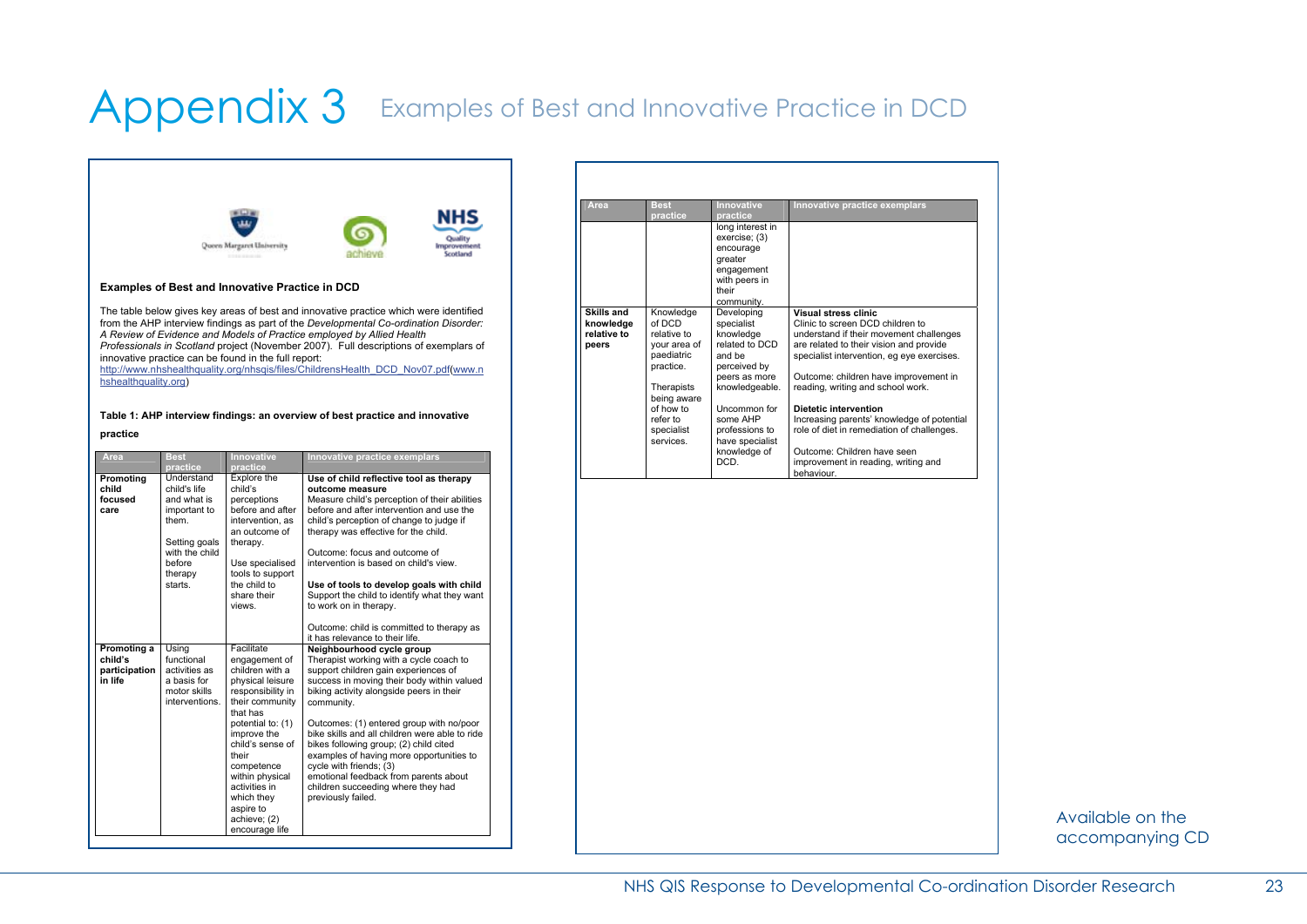# Appendix 3 Examples of Best and Innovative Practice in DCD

Queen Margaret University | achieve | NHS Quality Improvement Scotland

**Examples of Best and Innovative Practice in DCD**

The table below gives key areas of best and innovative practice which were identified from the AHP interview findings as part of the *Developmental Co-ordination Disorder: A Review of Evidence and Models of Practice employed by Allied Health Professionals in Scotland* project (November 2007). Full descriptions of exemplars of innovative practice can be found in the full report:
http://www.nhshealthquality.org/nhsqis/files/ChildrensHealth_DCD_Nov07.pdf(www.nhshealthquality.org)

**Table 1: AHP interview findings: an overview of best practice and innovative practice**

| Area | Best practice | Innovative practice | Innovative practice exemplars |
|---|---|---|---|
| **Promoting child focused care** | Understand child's life and what is important to them. Setting goals with the child before therapy starts. | Explore the child's perceptions before and after intervention, as an outcome of therapy. Use specialised tools to support the child to share their views. | **Use of child reflective tool as therapy outcome measure** Measure child's perception of their abilities before and after intervention and use the child's perception of change to judge if therapy was effective for the child. Outcome: focus and outcome of intervention is based on child's view. **Use of tools to develop goals with child** Support the child to identify what they want to work on in therapy. Outcome: child is committed to therapy as it has relevance to their life. |
| **Promoting a child's participation in life** | Using functional activities as a basis for motor skills interventions. | Facilitate engagement of children with a physical leisure responsibility in their community that has potential to: (1) improve the child's sense of their competence within physical activities in which they aspire to achieve; (2) encourage life long interest in exercise; (3) encourage greater engagement with peers in their community. | **Neighbourhood cycle group** Therapist working with a cycle coach to support children gain experiences of success in moving their body within valued biking activity alongside peers in their community. Outcomes: (1) entered group with no/poor bike skills and all children were able to ride bikes following group; (2) child cited examples of having more opportunities to cycle with friends; (3) emotional feedback from parents about children succeeding where they had previously failed. |
| **Skills and knowledge relative to peers** | Knowledge of DCD relative to your area of paediatric practice. Therapists being aware of how to refer to specialist services. | Developing specialist knowledge related to DCD and be perceived by peers as more knowledgeable. Uncommon for some AHP professions to have specialist knowledge of DCD. | **Visual stress clinic** Clinic to screen DCD children to understand if their movement challenges are related to their vision and provide specialist intervention, eg eye exercises. Outcome: children have improvement in reading, writing and school work. **Dietetic intervention** Increasing parents' knowledge of potential role of diet in remediation of challenges. Outcome: Children have seen improvement in reading, writing and behaviour. |

Available on the accompanying CD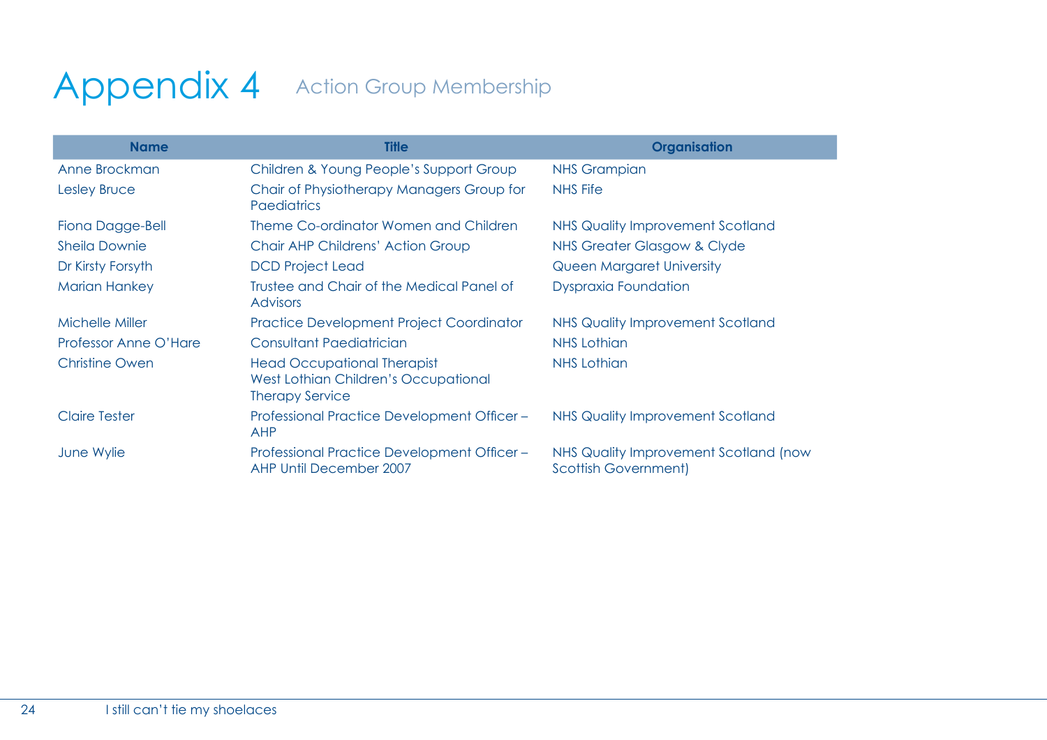# Appendix 4 Action Group Membership

| Name | Title | Organisation |
|---|---|---|
| Anne Brockman | Children & Young People's Support Group | NHS Grampian |
| Lesley Bruce | Chair of Physiotherapy Managers Group for Paediatrics | NHS Fife |
| Fiona Dagge-Bell | Theme Co-ordinator Women and Children | NHS Quality Improvement Scotland |
| Sheila Downie | Chair AHP Childrens' Action Group | NHS Greater Glasgow & Clyde |
| Dr Kirsty Forsyth | DCD Project Lead | Queen Margaret University |
| Marian Hankey | Trustee and Chair of the Medical Panel of Advisors | Dyspraxia Foundation |
| Michelle Miller | Practice Development Project Coordinator | NHS Quality Improvement Scotland |
| Professor Anne O'Hare | Consultant Paediatrician | NHS Lothian |
| Christine Owen | Head Occupational Therapist West Lothian Children's Occupational Therapy Service | NHS Lothian |
| Claire Tester | Professional Practice Development Officer – AHP | NHS Quality Improvement Scotland |
| June Wylie | Professional Practice Development Officer – AHP Until December 2007 | NHS Quality Improvement Scotland (now Scottish Government) |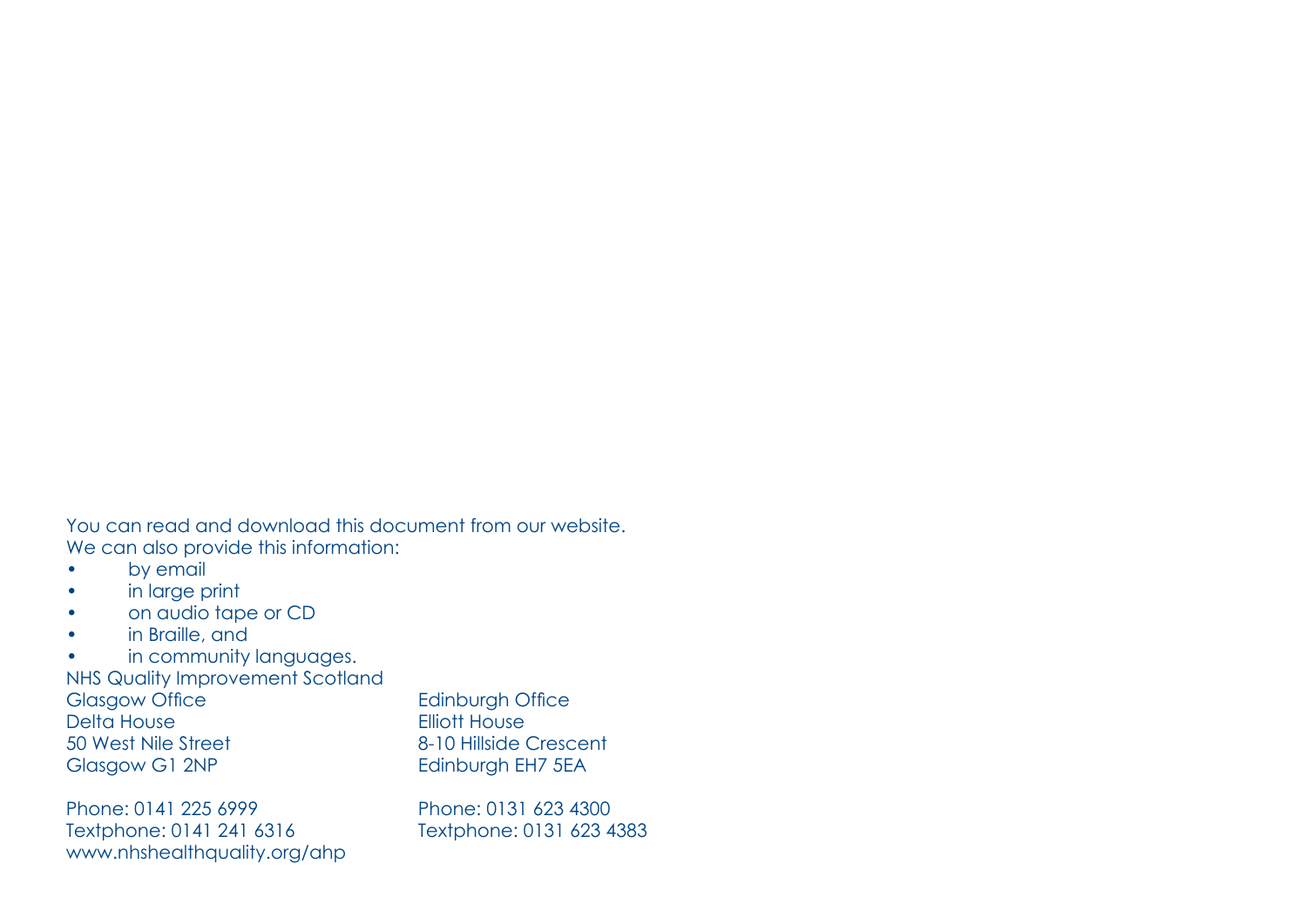You can read and download this document from our website.
We can also provide this information:

- by email
- in large print
- on audio tape or CD
- in Braille, and
- in community languages.

NHS Quality Improvement Scotland

Glasgow Office
Delta House
50 West Nile Street
Glasgow G1 2NP

Phone: 0141 225 6999
Textphone: 0141 241 6316

Edinburgh Office
Elliott House
8-10 Hillside Crescent
Edinburgh EH7 5EA

Phone: 0131 623 4300
Textphone: 0131 623 4383

www.nhshealthquality.org/ahp